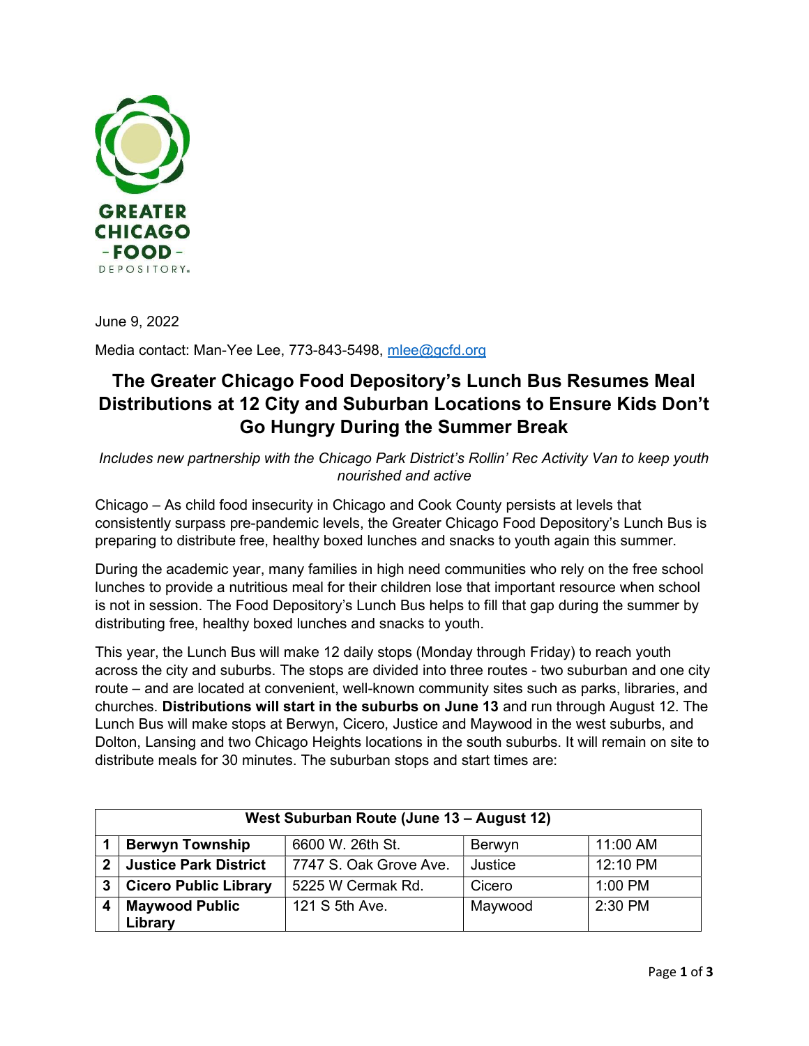GREATER CHICAGO FOOD DEPOSITORY

June 9, 2022

Media contact: Man-Yee Lee, 773-843-5498, mlee@gcfd.org

# The Greater Chicago Food Depository's Lunch Bus Resumes Meal Distributions at 12 City and Suburban Locations to Ensure Kids Don't Go Hungry During the Summer Break

*Includes new partnership with the Chicago Park District's Rollin' Rec Activity Van to keep youth nourished and active*

Chicago – As child food insecurity in Chicago and Cook County persists at levels that consistently surpass pre-pandemic levels, the Greater Chicago Food Depository's Lunch Bus is preparing to distribute free, healthy boxed lunches and snacks to youth again this summer.

During the academic year, many families in high need communities who rely on the free school lunches to provide a nutritious meal for their children lose that important resource when school is not in session. The Food Depository's Lunch Bus helps to fill that gap during the summer by distributing free, healthy boxed lunches and snacks to youth.

This year, the Lunch Bus will make 12 daily stops (Monday through Friday) to reach youth across the city and suburbs. The stops are divided into three routes - two suburban and one city route – and are located at convenient, well-known community sites such as parks, libraries, and churches. **Distributions will start in the suburbs on June 13** and run through August 12. The Lunch Bus will make stops at Berwyn, Cicero, Justice and Maywood in the west suburbs, and Dolton, Lansing and two Chicago Heights locations in the south suburbs. It will remain on site to distribute meals for 30 minutes. The suburban stops and start times are:

| West Suburban Route (June 13 – August 12) | | | | |
|---|---|---|---|---|
| 1 | **Berwyn Township** | 6600 W. 26th St. | Berwyn | 11:00 AM |
| 2 | **Justice Park District** | 7747 S. Oak Grove Ave. | Justice | 12:10 PM |
| 3 | **Cicero Public Library** | 5225 W Cermak Rd. | Cicero | 1:00 PM |
| 4 | **Maywood Public Library** | 121 S 5th Ave. | Maywood | 2:30 PM |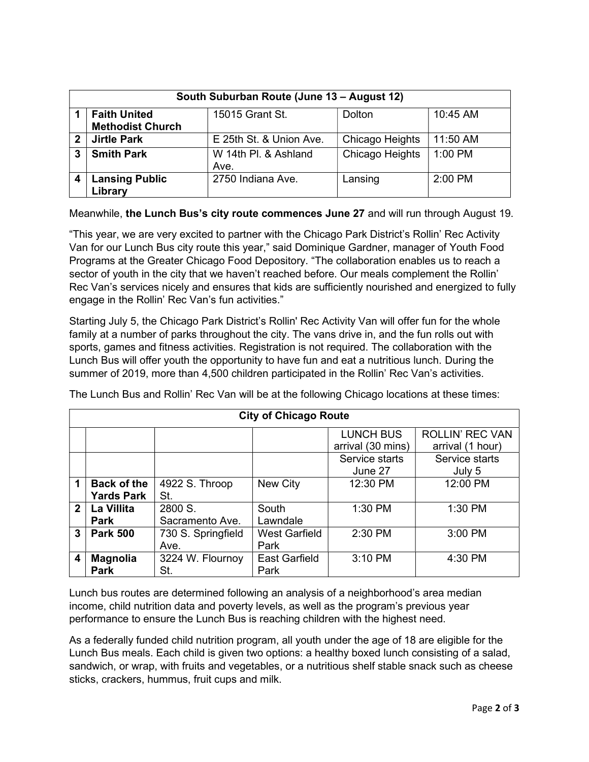| South Suburban Route (June 13 – August 12) | | | | |
|---|---|---|---|---|
| 1 | **Faith United Methodist Church** | 15015 Grant St. | Dolton | 10:45 AM |
| 2 | **Jirtle Park** | E 25th St. & Union Ave. | Chicago Heights | 11:50 AM |
| 3 | **Smith Park** | W 14th Pl. & Ashland Ave. | Chicago Heights | 1:00 PM |
| 4 | **Lansing Public Library** | 2750 Indiana Ave. | Lansing | 2:00 PM |

Meanwhile, **the Lunch Bus's city route commences June 27** and will run through August 19.

"This year, we are very excited to partner with the Chicago Park District's Rollin' Rec Activity Van for our Lunch Bus city route this year," said Dominique Gardner, manager of Youth Food Programs at the Greater Chicago Food Depository. "The collaboration enables us to reach a sector of youth in the city that we haven't reached before. Our meals complement the Rollin' Rec Van's services nicely and ensures that kids are sufficiently nourished and energized to fully engage in the Rollin' Rec Van's fun activities."

Starting July 5, the Chicago Park District's Rollin' Rec Activity Van will offer fun for the whole family at a number of parks throughout the city. The vans drive in, and the fun rolls out with sports, games and fitness activities. Registration is not required. The collaboration with the Lunch Bus will offer youth the opportunity to have fun and eat a nutritious lunch. During the summer of 2019, more than 4,500 children participated in the Rollin' Rec Van's activities.

The Lunch Bus and Rollin' Rec Van will be at the following Chicago locations at these times:

| City of Chicago Route | | | | | |
|---|---|---|---|---|---|
| | | | | LUNCH BUS arrival (30 mins) | ROLLIN' REC VAN arrival (1 hour) |
| | | | | Service starts June 27 | Service starts July 5 |
| 1 | **Back of the Yards Park** | 4922 S. Throop St. | New City | 12:30 PM | 12:00 PM |
| 2 | **La Villita Park** | 2800 S. Sacramento Ave. | South Lawndale | 1:30 PM | 1:30 PM |
| 3 | **Park 500** | 730 S. Springfield Ave. | West Garfield Park | 2:30 PM | 3:00 PM |
| 4 | **Magnolia Park** | 3224 W. Flournoy St. | East Garfield Park | 3:10 PM | 4:30 PM |

Lunch bus routes are determined following an analysis of a neighborhood's area median income, child nutrition data and poverty levels, as well as the program's previous year performance to ensure the Lunch Bus is reaching children with the highest need.

As a federally funded child nutrition program, all youth under the age of 18 are eligible for the Lunch Bus meals. Each child is given two options: a healthy boxed lunch consisting of a salad, sandwich, or wrap, with fruits and vegetables, or a nutritious shelf stable snack such as cheese sticks, crackers, hummus, fruit cups and milk.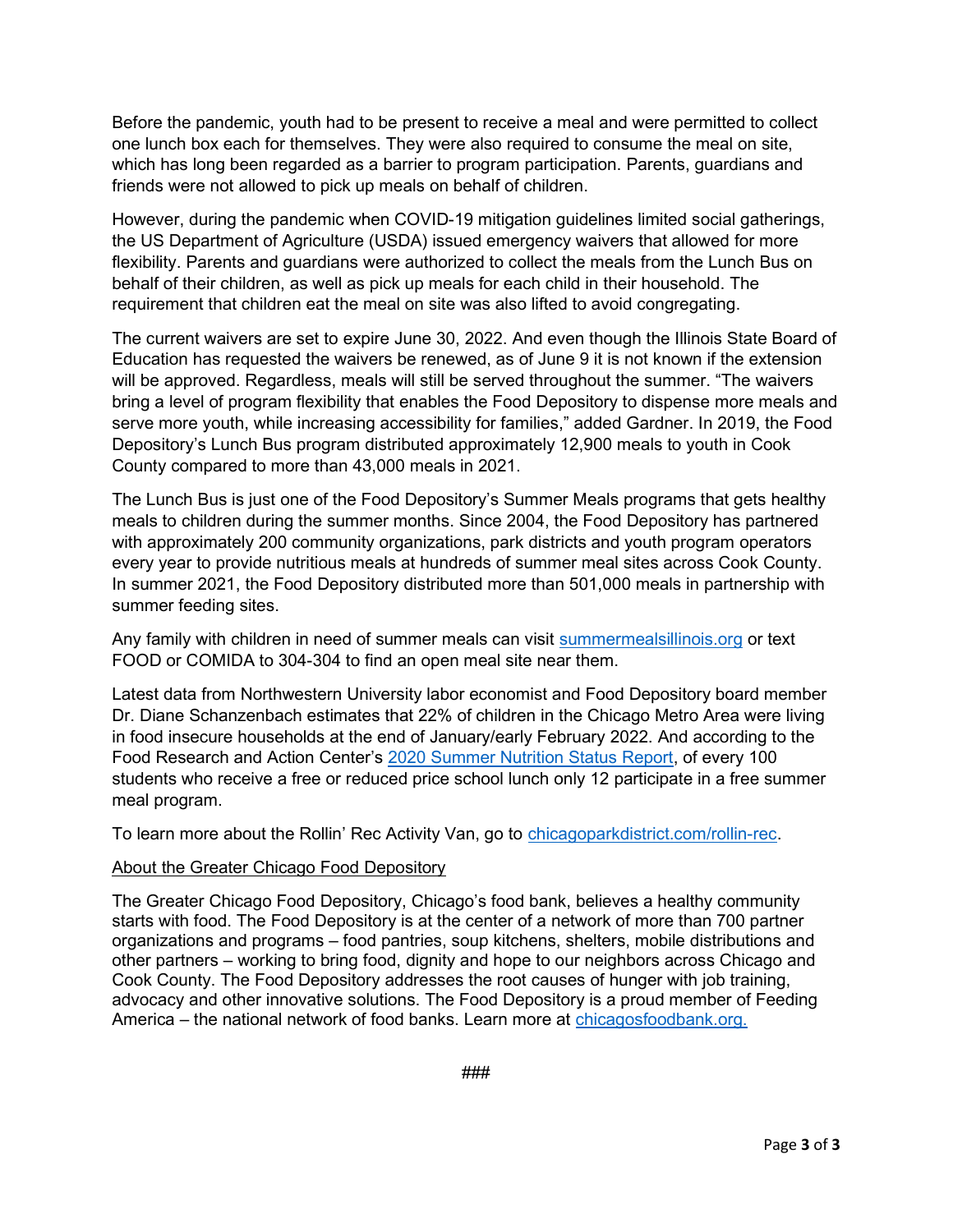Before the pandemic, youth had to be present to receive a meal and were permitted to collect one lunch box each for themselves. They were also required to consume the meal on site, which has long been regarded as a barrier to program participation. Parents, guardians and friends were not allowed to pick up meals on behalf of children.

However, during the pandemic when COVID-19 mitigation guidelines limited social gatherings, the US Department of Agriculture (USDA) issued emergency waivers that allowed for more flexibility. Parents and guardians were authorized to collect the meals from the Lunch Bus on behalf of their children, as well as pick up meals for each child in their household. The requirement that children eat the meal on site was also lifted to avoid congregating.

The current waivers are set to expire June 30, 2022. And even though the Illinois State Board of Education has requested the waivers be renewed, as of June 9 it is not known if the extension will be approved. Regardless, meals will still be served throughout the summer. "The waivers bring a level of program flexibility that enables the Food Depository to dispense more meals and serve more youth, while increasing accessibility for families," added Gardner. In 2019, the Food Depository's Lunch Bus program distributed approximately 12,900 meals to youth in Cook County compared to more than 43,000 meals in 2021.

The Lunch Bus is just one of the Food Depository's Summer Meals programs that gets healthy meals to children during the summer months. Since 2004, the Food Depository has partnered with approximately 200 community organizations, park districts and youth program operators every year to provide nutritious meals at hundreds of summer meal sites across Cook County. In summer 2021, the Food Depository distributed more than 501,000 meals in partnership with summer feeding sites.

Any family with children in need of summer meals can visit [summermealsillinois.org](summermealsillinois.org) or text FOOD or COMIDA to 304-304 to find an open meal site near them.

Latest data from Northwestern University labor economist and Food Depository board member Dr. Diane Schanzenbach estimates that 22% of children in the Chicago Metro Area were living in food insecure households at the end of January/early February 2022. And according to the Food Research and Action Center's [2020 Summer Nutrition Status Report](), of every 100 students who receive a free or reduced price school lunch only 12 participate in a free summer meal program.

To learn more about the Rollin' Rec Activity Van, go to [chicagoparkdistrict.com/rollin-rec](chicagoparkdistrict.com/rollin-rec).

<u>About the Greater Chicago Food Depository</u>

The Greater Chicago Food Depository, Chicago's food bank, believes a healthy community starts with food. The Food Depository is at the center of a network of more than 700 partner organizations and programs – food pantries, soup kitchens, shelters, mobile distributions and other partners – working to bring food, dignity and hope to our neighbors across Chicago and Cook County. The Food Depository addresses the root causes of hunger with job training, advocacy and other innovative solutions. The Food Depository is a proud member of Feeding America – the national network of food banks. Learn more at [chicagosfoodbank.org.](chicagosfoodbank.org)

###